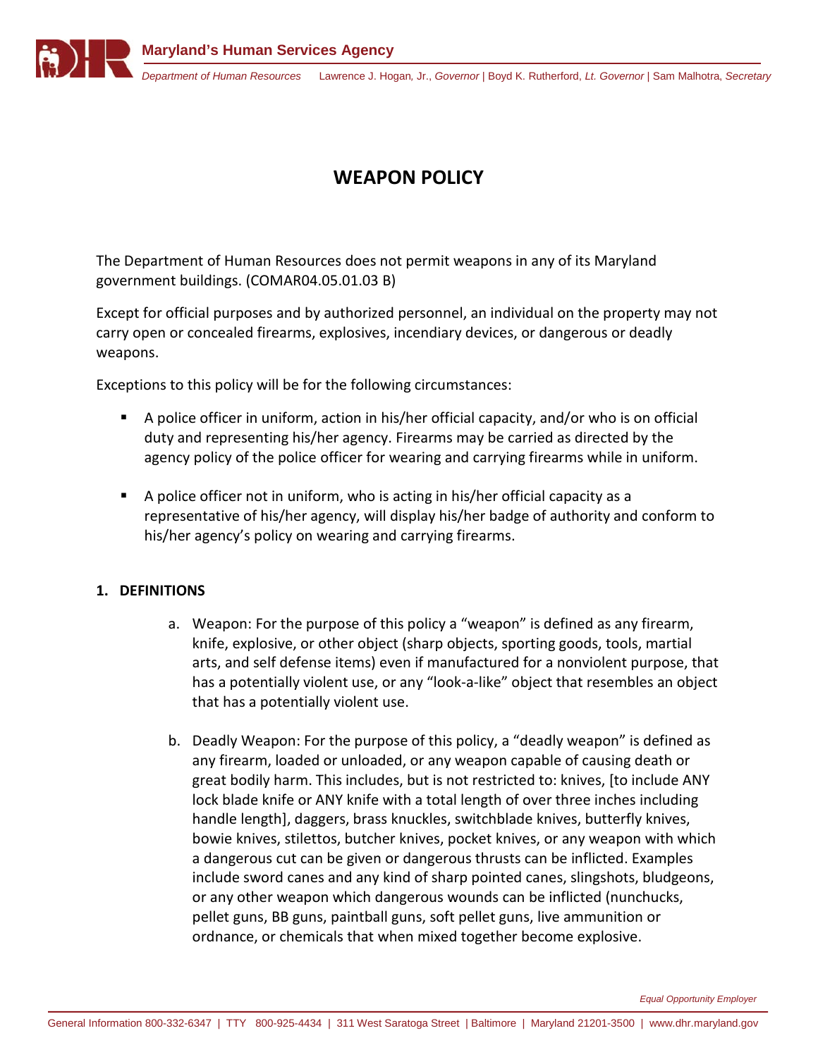# WEAPON POLICY

The Department of Human Resources does not permit weapons in any of its Maryland government buildings. (COMAR04.05.01.03 B)

Except for official purposes and by authorized personnel, an individual on the property may not carry open or concealed firearms, explosives, incendiary devices, or dangerous or deadly weapons.

Exceptions to this policy will be for the following circumstances:

- A police officer in uniform, action in his/her official capacity, and/or who is on official duty and representing his/her agency. Firearms may be carried as directed by the agency policy of the police officer for wearing and carrying firearms while in uniform.
- A police officer not in uniform, who is acting in his/her official capacity as a representative of his/her agency, will display his/her badge of authority and conform to his/her agency's policy on wearing and carrying firearms.

## 1. DEFINITIONS

a. Weapon: For the purpose of this policy a "weapon" is defined as any firearm, knife, explosive, or other object (sharp objects, sporting goods, tools, martial arts, and self defense items) even if manufactured for a nonviolent purpose, that has a potentially violent use, or any "look-a-like" object that resembles an object that has a potentially violent use.

b. Deadly Weapon: For the purpose of this policy, a "deadly weapon" is defined as any firearm, loaded or unloaded, or any weapon capable of causing death or great bodily harm. This includes, but is not restricted to: knives, [to include ANY lock blade knife or ANY knife with a total length of over three inches including handle length], daggers, brass knuckles, switchblade knives, butterfly knives, bowie knives, stilettos, butcher knives, pocket knives, or any weapon with which a dangerous cut can be given or dangerous thrusts can be inflicted. Examples include sword canes and any kind of sharp pointed canes, slingshots, bludgeons, or any other weapon which dangerous wounds can be inflicted (nunchucks, pellet guns, BB guns, paintball guns, soft pellet guns, live ammunition or ordnance, or chemicals that when mixed together become explosive.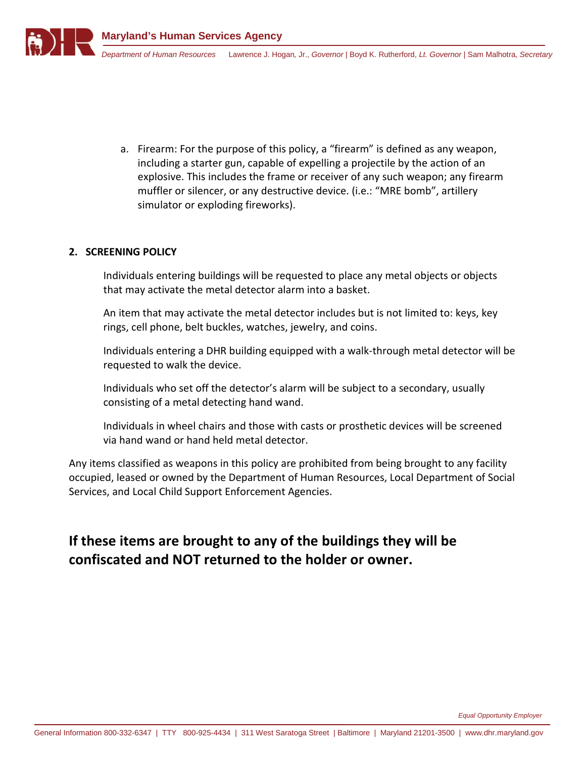a. Firearm: For the purpose of this policy, a "firearm" is defined as any weapon, including a starter gun, capable of expelling a projectile by the action of an explosive. This includes the frame or receiver of any such weapon; any firearm muffler or silencer, or any destructive device. (i.e.: "MRE bomb", artillery simulator or exploding fireworks).

**2. SCREENING POLICY**

Individuals entering buildings will be requested to place any metal objects or objects that may activate the metal detector alarm into a basket.

An item that may activate the metal detector includes but is not limited to: keys, key rings, cell phone, belt buckles, watches, jewelry, and coins.

Individuals entering a DHR building equipped with a walk-through metal detector will be requested to walk the device.

Individuals who set off the detector's alarm will be subject to a secondary, usually consisting of a metal detecting hand wand.

Individuals in wheel chairs and those with casts or prosthetic devices will be screened via hand wand or hand held metal detector.

Any items classified as weapons in this policy are prohibited from being brought to any facility occupied, leased or owned by the Department of Human Resources, Local Department of Social Services, and Local Child Support Enforcement Agencies.

## If these items are brought to any of the buildings they will be confiscated and NOT returned to the holder or owner.

*Equal Opportunity Employer*